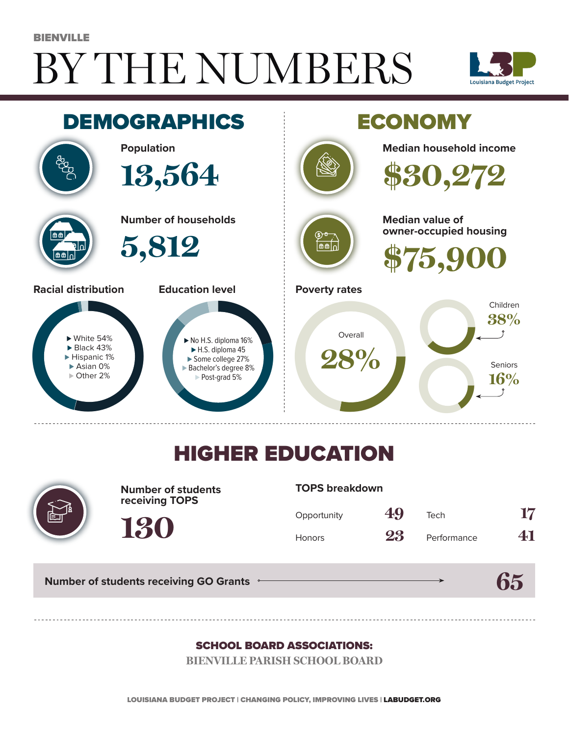BIENVILLE

# BY THE NUMBERS

Louisiana Budget Project

## DEMOGRAPHICS

**Population**

13,564

**Number of households**

5,812

**Racial distribution**

- White 54%
- Black 43%
- Hispanic 1%
- Asian 0%
- Other 2%

**Education level**

- No H.S. diploma 16%
- H.S. diploma 45
- Some college 27%
- Bachelor's degree 8%
- Post-grad 5%

## ECONOMY

**Median household income**

$30,272

**Median value of owner-occupied housing**

$75,900

**Poverty rates**

Overall 28%

Children 38%

Seniors 16%

## HIGHER EDUCATION

**Number of students receiving TOPS**

130

**TOPS breakdown**

| | | | |
|---|---|---|---|
| Opportunity | 49 | Tech | 17 |
| Honors | 23 | Performance | 41 |

**Number of students receiving GO Grants** 65

**SCHOOL BOARD ASSOCIATIONS:**

BIENVILLE PARISH SCHOOL BOARD

LOUISIANA BUDGET PROJECT | CHANGING POLICY, IMPROVING LIVES | LABUDGET.ORG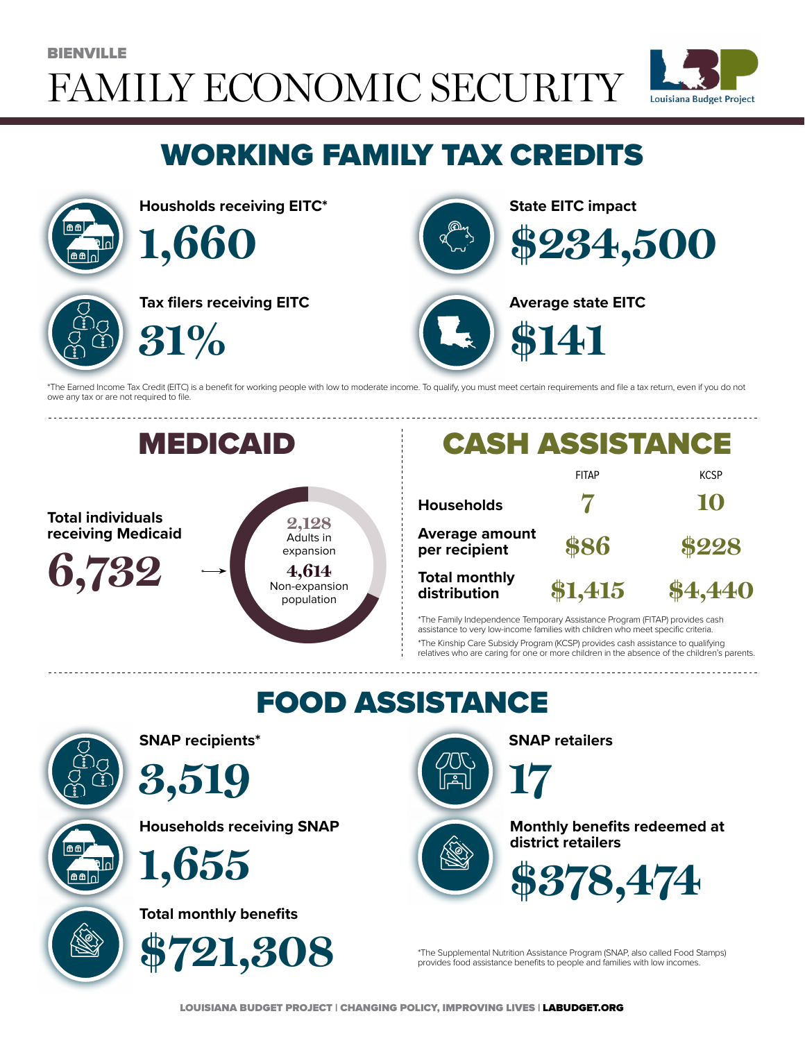BIENVILLE

# FAMILY ECONOMIC SECURITY

Louisiana Budget Project

## WORKING FAMILY TAX CREDITS

**Households receiving EITC***

1,660

**State EITC impact**

$234,500

**Tax filers receiving EITC**

31%

**Average state EITC**

$141

*The Earned Income Tax Credit (EITC) is a benefit for working people with low to moderate income. To qualify, you must meet certain requirements and file a tax return, even if you do not owe any tax or are not required to file.

## MEDICAID

**Total individuals receiving Medicaid**

6,732

2,128
Adults in expansion

4,614
Non-expansion population

## CASH ASSISTANCE

| | FITAP | KCSP |
|---|---|---|
| **Households** | 7 | 10 |
| **Average amount per recipient** | $86 | $228 |
| **Total monthly distribution** | $1,415 | $4,440 |

*The Family Independence Temporary Assistance Program (FITAP) provides cash assistance to very low-income families with children who meet specific criteria.

*The Kinship Care Subsidy Program (KCSP) provides cash assistance to qualifying relatives who are caring for one or more children in the absence of the children's parents.

## FOOD ASSISTANCE

**SNAP recipients***

3,519

**Households receiving SNAP**

1,655

**Total monthly benefits**

$721,308

**SNAP retailers**

17

**Monthly benefits redeemed at district retailers**

$378,474

*The Supplemental Nutrition Assistance Program (SNAP, also called Food Stamps) provides food assistance benefits to people and families with low incomes.

LOUISIANA BUDGET PROJECT | CHANGING POLICY, IMPROVING LIVES | **LABUDGET.ORG**